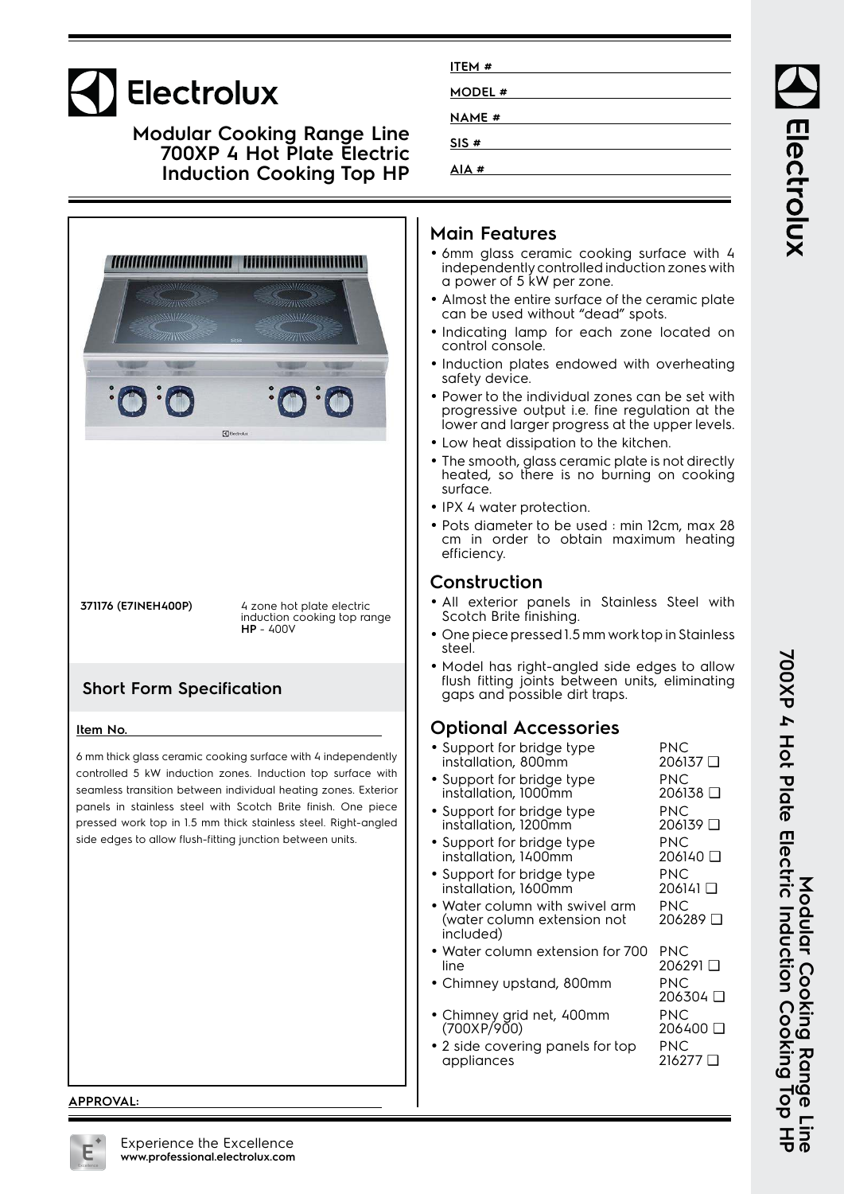# Electrolux

## Modular Cooking Range Line 700XP 4 Hot Plate Electric Induction Cooking Top HP

ITEM #

MODEL #

NAME #

SIS #

AIA #

**371176 (E7INEH400P)** 4 zone hot plate electric induction cooking top range **HP** - 400V

## Short Form Specification

**Item No.**

6 mm thick glass ceramic cooking surface with 4 independently controlled 5 kW induction zones. Induction top surface with seamless transition between individual heating zones. Exterior panels in stainless steel with Scotch Brite finish. One piece pressed work top in 1.5 mm thick stainless steel. Right-angled side edges to allow flush-fitting junction between units.

## Main Features

- 6mm glass ceramic cooking surface with 4 independently controlled induction zones with a power of 5 kW per zone.
- Almost the entire surface of the ceramic plate can be used without "dead" spots.
- Indicating lamp for each zone located on control console.
- Induction plates endowed with overheating safety device.
- Power to the individual zones can be set with progressive output i.e. fine regulation at the lower and larger progress at the upper levels.
- Low heat dissipation to the kitchen.
- The smooth, glass ceramic plate is not directly heated, so there is no burning on cooking surface.
- IPX 4 water protection.
- Pots diameter to be used : min 12cm, max 28 cm in order to obtain maximum heating efficiency.

## Construction

- All exterior panels in Stainless Steel with Scotch Brite finishing.
- One piece pressed 1.5 mm work top in Stainless steel.
- Model has right-angled side edges to allow flush fitting joints between units, eliminating gaps and possible dirt traps.

## Optional Accessories

- Support for bridge type installation, 800mm — PNC 206137 ❑
- Support for bridge type installation, 1000mm — PNC 206138 ❑
- Support for bridge type installation, 1200mm — PNC 206139 ❑
- Support for bridge type installation, 1400mm — PNC 206140 ❑
- Support for bridge type installation, 1600mm — PNC 206141 ❑
- Water column with swivel arm (water column extension not included) — PNC 206289 ❑
- Water column extension for 700 line — PNC 206291 ❑
- Chimney upstand, 800mm — PNC 206304 ❑
- Chimney grid net, 400mm (700XP/900) — PNC 206400 ❑
- 2 side covering panels for top appliances — PNC 216277 ❑

APPROVAL:

Experience the Excellence
**www.professional.electrolux.com**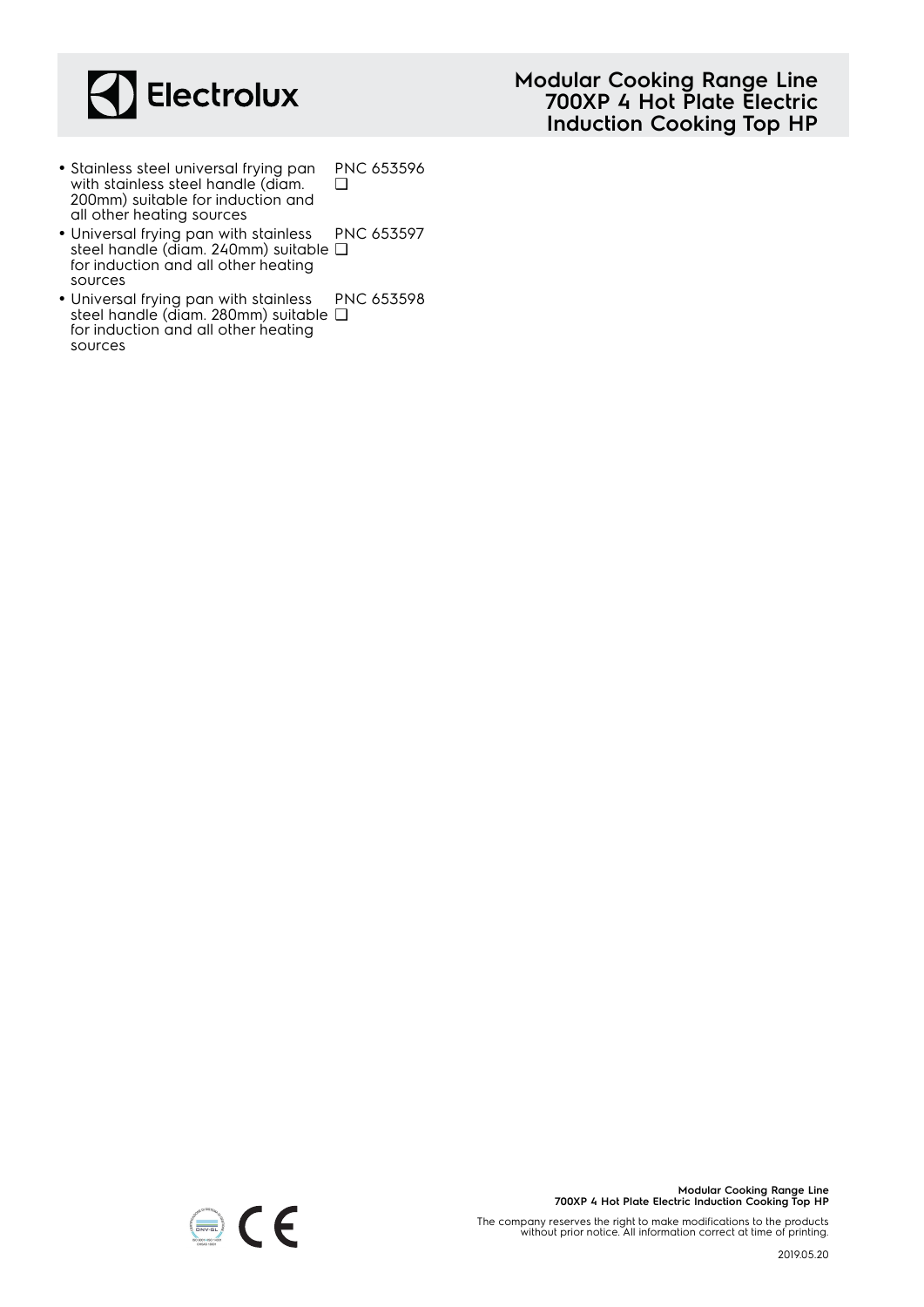- Stainless steel universal frying pan with stainless steel handle (diam. 200mm) suitable for induction and all other heating sources PNC 653596 ❑
- Universal frying pan with stainless steel handle (diam. 240mm) suitable for induction and all other heating sources PNC 653597 ❑
- Universal frying pan with stainless steel handle (diam. 280mm) suitable for induction and all other heating sources PNC 653598 ❑

The company reserves the right to make modifications to the products without prior notice. All information correct at time of printing.

2019.05.20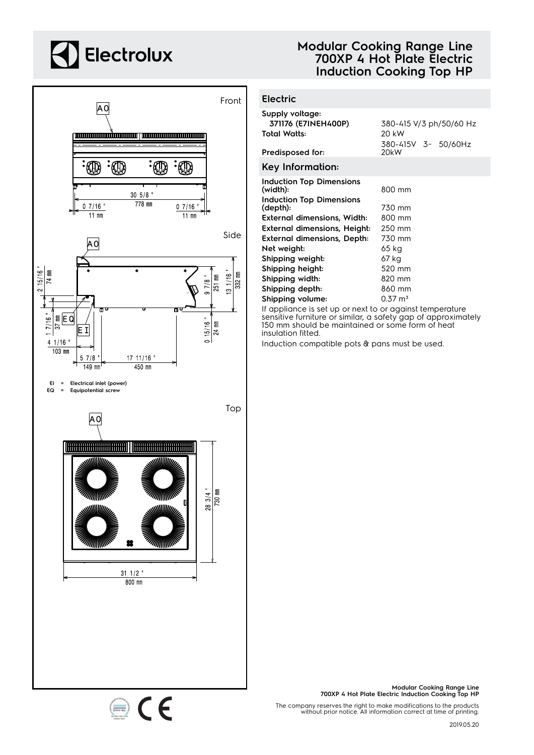# Electrolux

## Modular Cooking Range Line 700XP 4 Hot Plate Electric Induction Cooking Top HP

Front

A0

30 5/8 "
778 mm
0 7/16 "
11 mm
0 7/16 "
11 mm

Side

A0

2 15/16 "
74 mm
1 7/16 "
37 mm
EQ
EI
4 1/16 "
103 mm
5 7/8 "
149 mm
17 11/16 "
450 mm
9 7/8 "
251 mm
13 1/16 "
332 mm
0 15/16 "
24 mm

EI = Electrical inlet (power)
EQ = Equipotential screw

Top

A0

28 3/4 "
730 mm
31 1/2 "
800 mm

### Electric

| | |
|---|---|
| **Supply voltage:** | |
| **371176 (E7INEH400P)** | 380-415 V/3 ph/50/60 Hz |
| **Total Watts:** | 20 kW |
| **Predisposed for:** | 380-415V 3~ 50/60Hz 20kW |

### Key Information:

| | |
|---|---|
| **Induction Top Dimensions (width):** | 800 mm |
| **Induction Top Dimensions (depth):** | 730 mm |
| **External dimensions, Width:** | 800 mm |
| **External dimensions, Height:** | 250 mm |
| **External dimensions, Depth:** | 730 mm |
| **Net weight:** | 65 kg |
| **Shipping weight:** | 67 kg |
| **Shipping height:** | 520 mm |
| **Shipping width:** | 820 mm |
| **Shipping depth:** | 860 mm |
| **Shipping volume:** | 0.37 m³ |

If appliance is set up or next to or against temperature sensitive furniture or similar, a safety gap of approximately 150 mm should be maintained or some form of heat insulation fitted.

Induction compatible pots & pans must be used.

The company reserves the right to make modifications to the products without prior notice. All information correct at time of printing.

2019.05.20